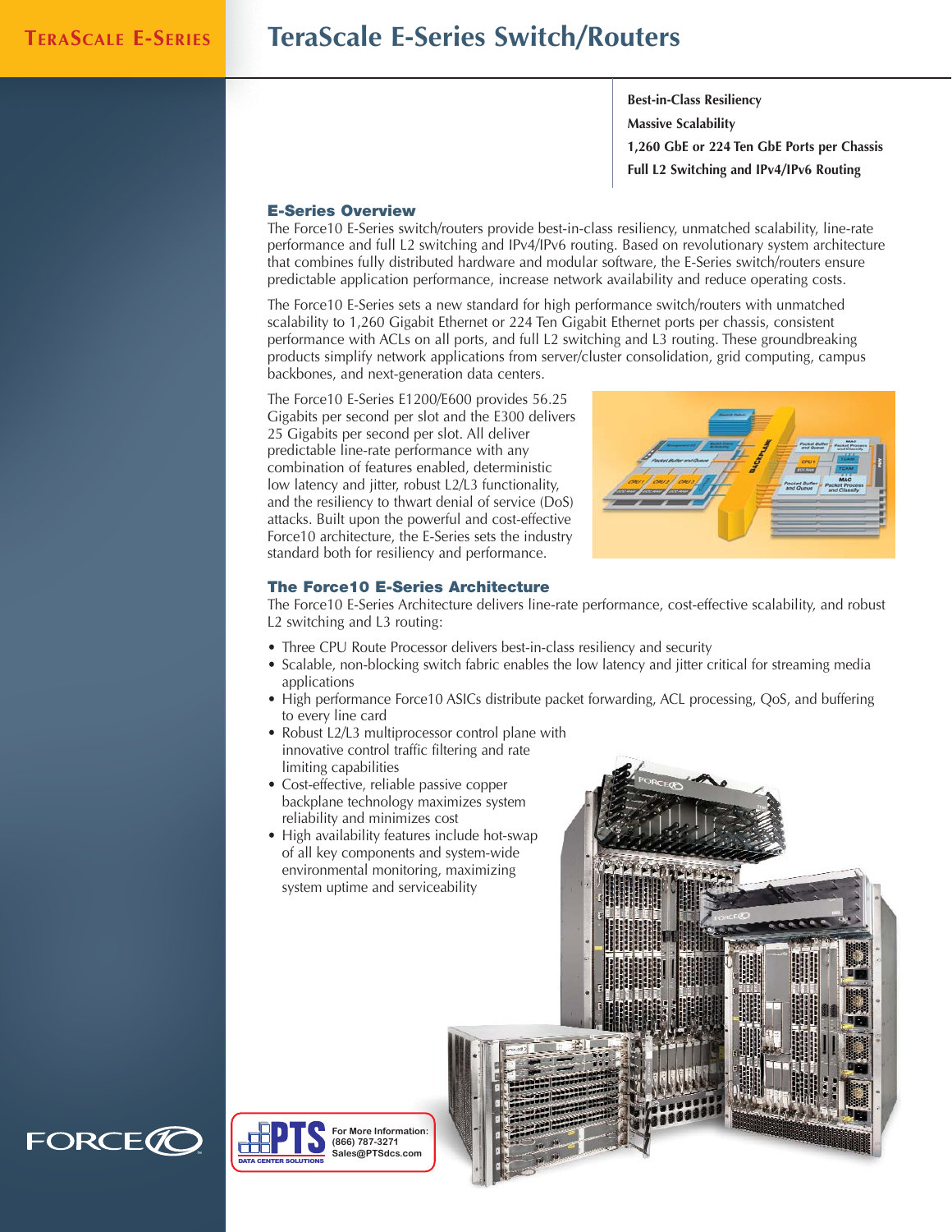# TeraScale E-Series Switch/Routers

**Best-in-Class Resiliency**
**Massive Scalability**
**1,260 GbE or 224 Ten GbE Ports per Chassis**
**Full L2 Switching and IPv4/IPv6 Routing**

## E-Series Overview

The Force10 E-Series switch/routers provide best-in-class resiliency, unmatched scalability, line-rate performance and full L2 switching and IPv4/IPv6 routing. Based on revolutionary system architecture that combines fully distributed hardware and modular software, the E-Series switch/routers ensure predictable application performance, increase network availability and reduce operating costs.

The Force10 E-Series sets a new standard for high performance switch/routers with unmatched scalability to 1,260 Gigabit Ethernet or 224 Ten Gigabit Ethernet ports per chassis, consistent performance with ACLs on all ports, and full L2 switching and L3 routing. These groundbreaking products simplify network applications from server/cluster consolidation, grid computing, campus backbones, and next-generation data centers.

The Force10 E-Series E1200/E600 provides 56.25 Gigabits per second per slot and the E300 delivers 25 Gigabits per second per slot. All deliver predictable line-rate performance with any combination of features enabled, deterministic low latency and jitter, robust L2/L3 functionality, and the resiliency to thwart denial of service (DoS) attacks. Built upon the powerful and cost-effective Force10 architecture, the E-Series sets the industry standard both for resiliency and performance.

## The Force10 E-Series Architecture

The Force10 E-Series Architecture delivers line-rate performance, cost-effective scalability, and robust L2 switching and L3 routing:

- Three CPU Route Processor delivers best-in-class resiliency and security
- Scalable, non-blocking switch fabric enables the low latency and jitter critical for streaming media applications
- High performance Force10 ASICs distribute packet forwarding, ACL processing, QoS, and buffering to every line card
- Robust L2/L3 multiprocessor control plane with innovative control traffic filtering and rate limiting capabilities
- Cost-effective, reliable passive copper backplane technology maximizes system reliability and minimizes cost
- High availability features include hot-swap of all key components and system-wide environmental monitoring, maximizing system uptime and serviceability

For More Information:
(866) 787-3271
Sales@PTSdcs.com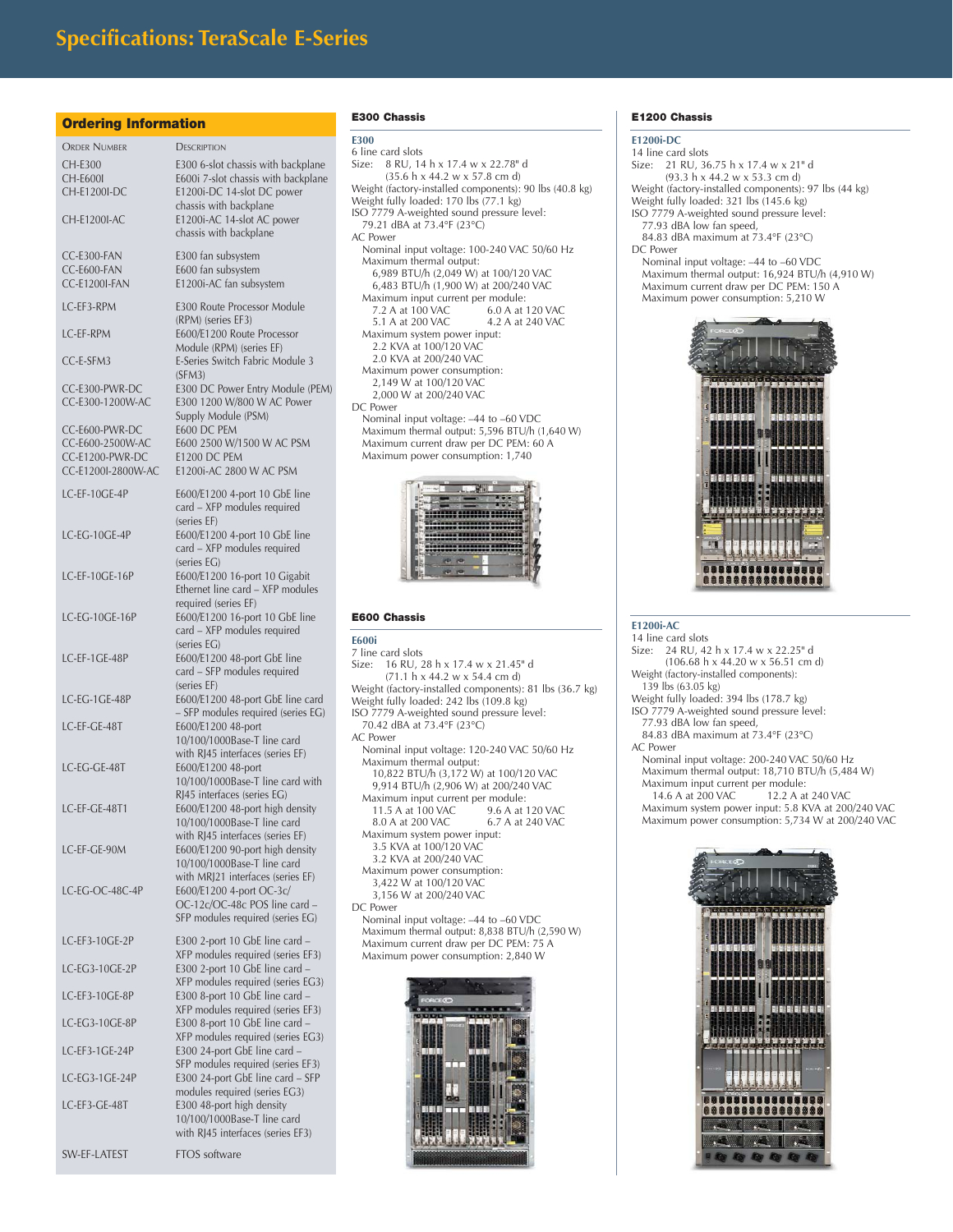# Specifications: TeraScale E-Series

## Ordering Information

| Order Number | Description |
|---|---|
| CH-E300 | E300 6-slot chassis with backplane |
| CH-E600I | E600i 7-slot chassis with backplane |
| CH-E1200I-DC | E1200i-DC 14-slot DC power chassis with backplane |
| CH-E1200I-AC | E1200i-AC 14-slot AC power chassis with backplane |
| CC-E300-FAN | E300 fan subsystem |
| CC-E600-FAN | E600 fan subsystem |
| CC-E1200I-FAN | E1200i-AC fan subsystem |
| LC-EF3-RPM | E300 Route Processor Module (RPM) (series EF3) |
| LC-EF-RPM | E600/E1200 Route Processor Module (RPM) (series EF) |
| CC-E-SFM3 | E-Series Switch Fabric Module 3 (SFM3) |
| CC-E300-PWR-DC | E300 DC Power Entry Module (PEM) |
| CC-E300-1200W-AC | E300 1200 W/800 W AC Power Supply Module (PSM) |
| CC-E600-PWR-DC | E600 DC PEM |
| CC-E600-2500W-AC | E600 2500 W/1500 W AC PSM |
| CC-E1200-PWR-DC | E1200 DC PEM |
| CC-E1200I-2800W-AC | E1200i-AC 2800 W AC PSM |
| LC-EF-10GE-4P | E600/E1200 4-port 10 GbE line card – XFP modules required (series EF) |
| LC-EG-10GE-4P | E600/E1200 4-port 10 GbE line card – XFP modules required (series EG) |
| LC-EF-10GE-16P | E600/E1200 16-port 10 Gigabit Ethernet line card – XFP modules required (series EF) |
| LC-EG-10GE-16P | E600/E1200 16-port 10 GbE line card – XFP modules required (series EG) |
| LC-EF-1GE-48P | E600/E1200 48-port GbE line card – SFP modules required (series EF) |
| LC-EG-1GE-48P | E600/E1200 48-port GbE line card – SFP modules required (series EG) |
| LC-EF-GE-48T | E600/E1200 48-port 10/100/1000Base-T line card with RJ45 interfaces (series EF) |
| LC-EG-GE-48T | E600/E1200 48-port 10/100/1000Base-T line card with RJ45 interfaces (series EG) |
| LC-EF-GE-48T1 | E600/E1200 48-port high density 10/100/1000Base-T line card with RJ45 interfaces (series EF) |
| LC-EF-GE-90M | E600/E1200 90-port high density 10/100/1000Base-T line card with MRJ21 interfaces (series EF) |
| LC-EG-OC-48C-4P | E600/E1200 4-port OC-3c/ OC-12c/OC-48c POS line card – SFP modules required (series EG) |
| LC-EF3-10GE-2P | E300 2-port 10 GbE line card – XFP modules required (series EF3) |
| LC-EG3-10GE-2P | E300 2-port 10 GbE line card – XFP modules required (series EG3) |
| LC-EF3-10GE-8P | E300 8-port 10 GbE line card – XFP modules required (series EF3) |
| LC-EG3-10GE-8P | E300 8-port 10 GbE line card – XFP modules required (series EG3) |
| LC-EF3-1GE-24P | E300 24-port GbE line card – SFP modules required (series EF3) |
| LC-EG3-1GE-24P | E300 24-port GbE line card – SFP modules required (series EG3) |
| LC-EF3-GE-48T | E300 48-port high density 10/100/1000Base-T line card with RJ45 interfaces (series EF3) |
| SW-EF-LATEST | FTOS software |

## E300 Chassis

### E300

6 line card slots

Size: 8 RU, 14 h x 17.4 w x 22.78" d (35.6 h x 44.2 w x 57.8 cm d)

Weight (factory-installed components): 90 lbs (40.8 kg)

Weight fully loaded: 170 lbs (77.1 kg)

ISO 7779 A-weighted sound pressure level:
- 79.21 dBA at 73.4°F (23°C)

AC Power
- Nominal input voltage: 100-240 VAC 50/60 Hz
- Maximum thermal output:
  - 6,989 BTU/h (2,049 W) at 100/120 VAC
  - 6,483 BTU/h (1,900 W) at 200/240 VAC
- Maximum input current per module:
  - 7.2 A at 100 VAC — 6.0 A at 120 VAC
  - 5.1 A at 200 VAC — 4.2 A at 240 VAC
- Maximum system power input:
  - 2.2 KVA at 100/120 VAC
  - 2.0 KVA at 200/240 VAC
- Maximum power consumption:
  - 2,149 W at 100/120 VAC
  - 2,000 W at 200/240 VAC

DC Power
- Nominal input voltage: –44 to –60 VDC
- Maximum thermal output: 5,596 BTU/h (1,640 W)
- Maximum current draw per DC PEM: 60 A
- Maximum power consumption: 1,740

## E600 Chassis

### E600i

7 line card slots

Size: 16 RU, 28 h x 17.4 w x 21.45" d (71.1 h x 44.2 w x 54.4 cm d)

Weight (factory-installed components): 81 lbs (36.7 kg)

Weight fully loaded: 242 lbs (109.8 kg)

ISO 7779 A-weighted sound pressure level:
- 70.42 dBA at 73.4°F (23°C)

AC Power
- Nominal input voltage: 120-240 VAC 50/60 Hz
- Maximum thermal output:
  - 10,822 BTU/h (3,172 W) at 100/120 VAC
  - 9,914 BTU/h (2,906 W) at 200/240 VAC
- Maximum input current per module:
  - 11.5 A at 100 VAC — 9.6 A at 120 VAC
  - 8.0 A at 200 VAC — 6.7 A at 240 VAC
- Maximum system power input:
  - 3.5 KVA at 100/120 VAC
  - 3.2 KVA at 200/240 VAC
- Maximum power consumption:
  - 3,422 W at 100/120 VAC
  - 3,156 W at 200/240 VAC

DC Power
- Nominal input voltage: –44 to –60 VDC
- Maximum thermal output: 8,838 BTU/h (2,590 W)
- Maximum current draw per DC PEM: 75 A
- Maximum power consumption: 2,840 W

## E1200 Chassis

### E1200i-DC

14 line card slots

Size: 21 RU, 36.75 h x 17.4 w x 21" d (93.3 h x 44.2 w x 53.3 cm d)

Weight (factory-installed components): 97 lbs (44 kg)

Weight fully loaded: 321 lbs (145.6 kg)

ISO 7779 A-weighted sound pressure level:
- 77.93 dBA low fan speed,
- 84.83 dBA maximum at 73.4°F (23°C)

DC Power
- Nominal input voltage: –44 to –60 VDC
- Maximum thermal output: 16,924 BTU/h (4,910 W)
- Maximum current draw per DC PEM: 150 A
- Maximum power consumption: 5,210 W

### E1200i-AC

14 line card slots

Size: 24 RU, 42 h x 17.4 w x 22.25" d (106.68 h x 44.20 w x 56.51 cm d)

Weight (factory-installed components): 139 lbs (63.05 kg)

Weight fully loaded: 394 lbs (178.7 kg)

ISO 7779 A-weighted sound pressure level:
- 77.93 dBA low fan speed,
- 84.83 dBA maximum at 73.4°F (23°C)

AC Power
- Nominal input voltage: 200-240 VAC 50/60 Hz
- Maximum thermal output: 18,710 BTU/h (5,484 W)
- Maximum input current per module:
  - 14.6 A at 200 VAC — 12.2 A at 240 VAC
- Maximum system power input: 5.8 KVA at 200/240 VAC
- Maximum power consumption: 5,734 W at 200/240 VAC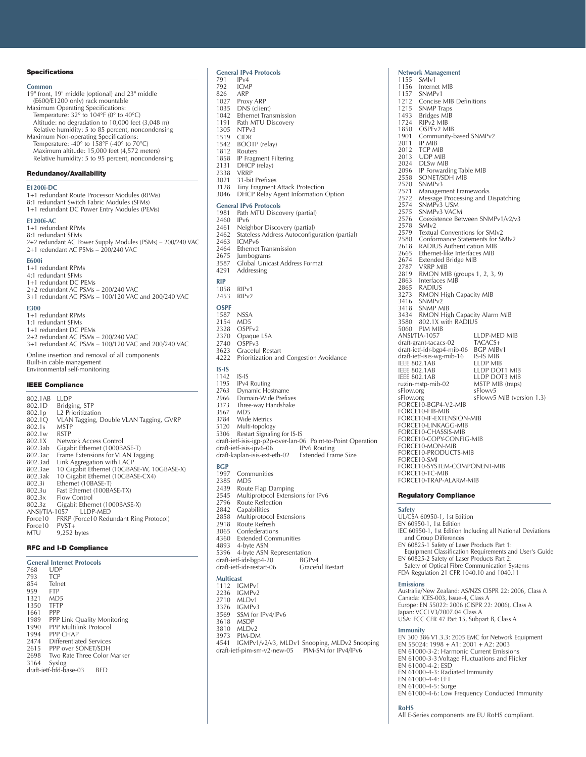## Specifications

### Common

19" front, 19" middle (optional) and 23" middle (E600/E1200 only) rack mountable

Maximum Operating Specifications:
- Temperature: 32° to 104°F (0° to 40°C)
- Altitude: no degradation to 10,000 feet (3,048 m)
- Relative humidity: 5 to 85 percent, noncondensing

Maximum Non-operating Specifications:
- Temperature: -40° to 158°F (-40° to 70°C)
- Maximum altitude: 15,000 feet (4,572 meters)
- Relative humidity: 5 to 95 percent, noncondensing

## Redundancy/Availability

### E1200i-DC

1+1 redundant Route Processor Modules (RPMs)
8:1 redundant Switch Fabric Modules (SFMs)
1+1 redundant DC Power Entry Modules (PEMs)

### E1200i-AC

1+1 redundant RPMs
8:1 redundant SFMs
2+2 redundant AC Power Supply Modules (PSMs) – 200/240 VAC
2+1 redundant AC PSMs – 200/240 VAC

### E600i

1+1 redundant RPMs
4:1 redundant SFMs
1+1 redundant DC PEMs
2+2 redundant AC PSMs – 200/240 VAC
3+1 redundant AC PSMs – 100/120 VAC and 200/240 VAC

### E300

1+1 redundant RPMs
1:1 redundant SFMs
1+1 redundant DC PEMs
2+2 redundant AC PSMs – 200/240 VAC
3+1 redundant AC PSMs – 100/120 VAC and 200/240 VAC

Online insertion and removal of all components
Built-in cable management
Environmental self-monitoring

## IEEE Compliance

802.1AB LLDP
802.1D Bridging, STP
802.1p L2 Prioritization
802.1Q VLAN Tagging, Double VLAN Tagging, GVRP
802.1s MSTP
802.1w RSTP
802.1X Network Access Control
802.3ab Gigabit Ethernet (1000BASE-T)
802.3ac Frame Extensions for VLAN Tagging
802.3ad Link Aggregation with LACP
802.3ae 10 Gigabit Ethernet (10GBASE-W, 10GBASE-X)
802.3ak 10 Gigabit Ethernet (10GBASE-CX4)
802.3i Ethernet (10BASE-T)
802.3u Fast Ethernet (100BASE-TX)
802.3x Flow Control
802.3z Gigabit Ethernet (1000BASE-X)
ANSI/TIA-1057 LLDP-MED
Force10 FRRP (Force10 Redundant Ring Protocol)
Force10 PVST+
MTU 9,252 bytes

## RFC and I-D Compliance

### General Internet Protocols

768 UDP
793 TCP
854 Telnet
959 FTP
1321 MD5
1350 TFTP
1661 PPP
1989 PPP Link Quality Monitoring
1990 PPP Multilink Protocol
1994 PPP CHAP
2474 Differentiated Services
2615 PPP over SONET/SDH
2698 Two Rate Three Color Marker
3164 Syslog
draft-ietf-bfd-base-03 BFD

### General IPv4 Protocols

791 IPv4
792 ICMP
826 ARP
1027 Proxy ARP
1035 DNS (client)
1042 Ethernet Transmission
1191 Path MTU Discovery
1305 NTPv3
1519 CIDR
1542 BOOTP (relay)
1812 Routers
1858 IP Fragment Filtering
2131 DHCP (relay)
2338 VRRP
3021 31-bit Prefixes
3128 Tiny Fragment Attack Protection
3046 DHCP Relay Agent Information Option

### General IPv6 Protocols

1981 Path MTU Discovery (partial)
2460 IPv6
2461 Neighbor Discovery (partial)
2462 Stateless Address Autoconfiguration (partial)
2463 ICMPv6
2464 Ethernet Transmission
2675 Jumbograms
3587 Global Unicast Address Format
4291 Addressing

### RIP

1058 RIPv1
2453 RIPv2

### OSPF

1587 NSSA
2154 MD5
2328 OSPFv2
2370 Opaque LSA
2740 OSPFv3
3623 Graceful Restart
4222 Prioritization and Congestion Avoidance

### IS-IS

1142 IS-IS
1195 IPv4 Routing
2763 Dynamic Hostname
2966 Domain-Wide Prefixes
3373 Three-way Handshake
3567 MD5
3784 Wide Metrics
5120 Multi-topology
5306 Restart Signaling for IS-IS
draft-ietf-isis-igp-p2p-over-lan-06 Point-to-Point Operation
draft-ietf-isis-ipv6-06 IPv6 Routing
draft-kaplan-isis-ext-eth-02 Extended Frame Size

### BGP

1997 Communities
2385 MD5
2439 Route Flap Damping
2545 Multiprotocol Extensions for IPv6
2796 Route Reflection
2842 Capabilities
2858 Multiprotocol Extensions
2918 Route Refresh
3065 Confederations
4360 Extended Communities
4893 4-byte ASN
5396 4-byte ASN Representation
draft-ietf-idr-bgp4-20 BGPv4
draft-ietf-idr-restart-06 Graceful Restart

### Multicast

1112 IGMPv1
2236 IGMPv2
2710 MLDv1
3376 IGMPv3
3569 SSM for IPv4/IPv6
3618 MSDP
3810 MLDv2
3973 PIM-DM
4541 IGMPv1/v2/v3, MLDv1 Snooping, MLDv2 Snooping
draft-ietf-pim-sm-v2-new-05 PIM-SM for IPv4/IPv6

### Network Management

1155 SMIv1
1156 Internet MIB
1157 SNMPv1
1212 Concise MIB Definitions
1215 SNMP Traps
1493 Bridges MIB
1724 RIPv2 MIB
1850 OSPFv2 MIB
1901 Community-based SNMPv2
2011 IP MIB
2012 TCP MIB
2013 UDP MIB
2024 DLSw MIB
2096 IP Forwarding Table MIB
2558 SONET/SDH MIB
2570 SNMPv3
2571 Management Frameworks
2572 Message Processing and Dispatching
2574 SNMPv3 USM
2575 SNMPv3 VACM
2576 Coexistence Between SNMPv1/v2/v3
2578 SMIv2
2579 Textual Conventions for SMIv2
2580 Conformance Statements for SMIv2
2618 RADIUS Authentication MIB
2665 Ethernet-like Interfaces MIB
2674 Extended Bridge MIB
2787 VRRP MIB
2819 RMON MIB (groups 1, 2, 3, 9)
2863 Interfaces MIB
2865 RADIUS
3273 RMON High Capacity MIB
3416 SNMPv2
3418 SNMP MIB
3434 RMON High Capacity Alarm MIB
3580 802.1X with RADIUS
5060 PIM MIB
ANSI/TIA-1057 LLDP-MED MIB
draft-grant-tacacs-02 TACACS+
draft-ietf-idr-bgp4-mib-06 BGP MIBv1
draft-ietf-isis-wg-mib-16 IS-IS MIB
IEEE 802.1AB LLDP MIB
IEEE 802.1AB LLDP DOT1 MIB
IEEE 802.1AB LLDP DOT3 MIB
ruzin-mstp-mib-02 MSTP MIB (traps)
sFlow.org sFlowv5
sFlow.org sFlowv5 MIB (version 1.3)
FORCE10-BGP4-V2-MIB
FORCE10-FIB-MIB
FORCE10-IF-EXTENSION-MIB
FORCE10-LINKAGG-MIB
FORCE10-CHASSIS-MIB
FORCE10-COPY-CONFIG-MIB
FORCE10-MON-MIB
FORCE10-PRODUCTS-MIB
FORCE10-SMI
FORCE10-SYSTEM-COMPONENT-MIB
FORCE10-TC-MIB
FORCE10-TRAP-ALARM-MIB

## Regulatory Compliance

### Safety

UL/CSA 60950-1, 1st Edition
EN 60950-1, 1st Edition
IEC 60950-1, 1st Edition Including all National Deviations and Group Differences
EN 60825-1 Safety of Laser Products Part 1: Equipment Classification Requirements and User's Guide
EN 60825-2 Safety of Laser Products Part 2: Safety of Optical Fibre Communication Systems
FDA Regulation 21 CFR 1040.10 and 1040.11

### Emissions

Australia/New Zealand: AS/NZS CISPR 22: 2006, Class A
Canada: ICES-003, Issue-4, Class A
Europe: EN 55022: 2006 (CISPR 22: 2006), Class A
Japan: VCCI V3/2007.04 Class A
USA: FCC CFR 47 Part 15, Subpart B, Class A

### Immunity

EN 300 386 V1.3.3: 2005 EMC for Network Equipment
EN 55024: 1998 + A1: 2001 + A2: 2003
EN 61000-3-2: Harmonic Current Emissions
EN 61000-3-3:Voltage Fluctuations and Flicker
EN 61000-4-2: ESD
EN 61000-4-3: Radiated Immunity
EN 61000-4-4: EFT
EN 61000-4-5: Surge
EN 61000-4-6: Low Frequency Conducted Immunity

### RoHS

All E-Series components are EU RoHS compliant.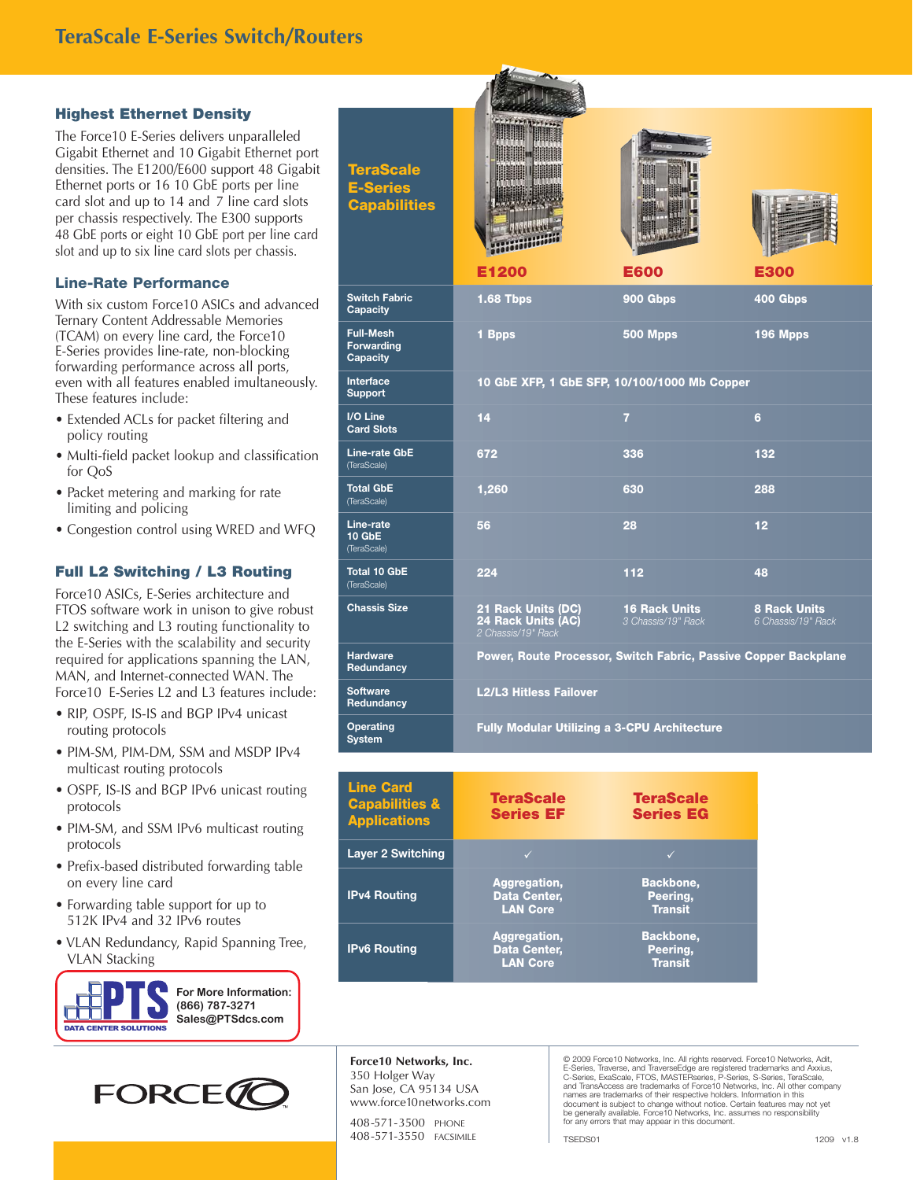# TeraScale E-Series Switch/Routers

## Highest Ethernet Density

The Force10 E-Series delivers unparalleled Gigabit Ethernet and 10 Gigabit Ethernet port densities. The E1200/E600 support 48 Gigabit Ethernet ports or 16 10 GbE ports per line card slot and up to 14 and 7 line card slots per chassis respectively. The E300 supports 48 GbE ports or eight 10 GbE port per line card slot and up to six line card slots per chassis.

## Line-Rate Performance

With six custom Force10 ASICs and advanced Ternary Content Addressable Memories (TCAM) on every line card, the Force10 E-Series provides line-rate, non-blocking forwarding performance across all ports, even with all features enabled imultaneously. These features include:

- Extended ACLs for packet filtering and policy routing
- Multi-field packet lookup and classification for QoS
- Packet metering and marking for rate limiting and policing
- Congestion control using WRED and WFQ

## Full L2 Switching / L3 Routing

Force10 ASICs, E-Series architecture and FTOS software work in unison to give robust L2 switching and L3 routing functionality to the E-Series with the scalability and security required for applications spanning the LAN, MAN, and Internet-connected WAN. The Force10 E-Series L2 and L3 features include:

- RIP, OSPF, IS-IS and BGP IPv4 unicast routing protocols
- PIM-SM, PIM-DM, SSM and MSDP IPv4 multicast routing protocols
- OSPF, IS-IS and BGP IPv6 unicast routing protocols
- PIM-SM, and SSM IPv6 multicast routing protocols
- Prefix-based distributed forwarding table on every line card
- Forwarding table support for up to 512K IPv4 and 32 IPv6 routes
- VLAN Redundancy, Rapid Spanning Tree, VLAN Stacking

PTS DATA CENTER SOLUTIONS

For More Information:
(866) 787-3271
Sales@PTSdcs.com

| TeraScale E-Series Capabilities | E1200 | E600 | E300 |
|---|---|---|---|
| Switch Fabric Capacity | 1.68 Tbps | 900 Gbps | 400 Gbps |
| Full-Mesh Forwarding Capacity | 1 Bpps | 500 Mpps | 196 Mpps |
| Interface Support | 10 GbE XFP, 1 GbE SFP, 10/100/1000 Mb Copper | | |
| I/O Line Card Slots | 14 | 7 | 6 |
| Line-rate GbE (TeraScale) | 672 | 336 | 132 |
| Total GbE (TeraScale) | 1,260 | 630 | 288 |
| Line-rate 10 GbE (TeraScale) | 56 | 28 | 12 |
| Total 10 GbE (TeraScale) | 224 | 112 | 48 |
| Chassis Size | 21 Rack Units (DC) 24 Rack Units (AC) *2 Chassis/19" Rack* | 16 Rack Units *3 Chassis/19" Rack* | 8 Rack Units *6 Chassis/19" Rack* |
| Hardware Redundancy | Power, Route Processor, Switch Fabric, Passive Copper Backplane | | |
| Software Redundancy | L2/L3 Hitless Failover | | |
| Operating System | Fully Modular Utilizing a 3-CPU Architecture | | |

| Line Card Capabilities & Applications | TeraScale Series EF | TeraScale Series EG |
|---|---|---|
| Layer 2 Switching | ✓ | ✓ |
| IPv4 Routing | Aggregation, Data Center, LAN Core | Backbone, Peering, Transit |
| IPv6 Routing | Aggregation, Data Center, LAN Core | Backbone, Peering, Transit |

FORCE10

**Force10 Networks, Inc.**
350 Holger Way
San Jose, CA 95134 USA
www.force10networks.com

408-571-3500 PHONE
408-571-3550 FACSIMILE

© 2009 Force10 Networks, Inc. All rights reserved. Force10 Networks, Adit, E-Series, Traverse, and TraverseEdge are registered trademarks and Axxius, C-Series, ExaScale, FTOS, MASTERseries, P-Series, S-Series, TeraScale, and TransAccess are trademarks of Force10 Networks, Inc. All other company names are trademarks of their respective holders. Information in this document is subject to change without notice. Certain features may not yet be generally available. Force10 Networks, Inc. assumes no responsibility for any errors that may appear in this document.

TSEDS01 1209 v1.8